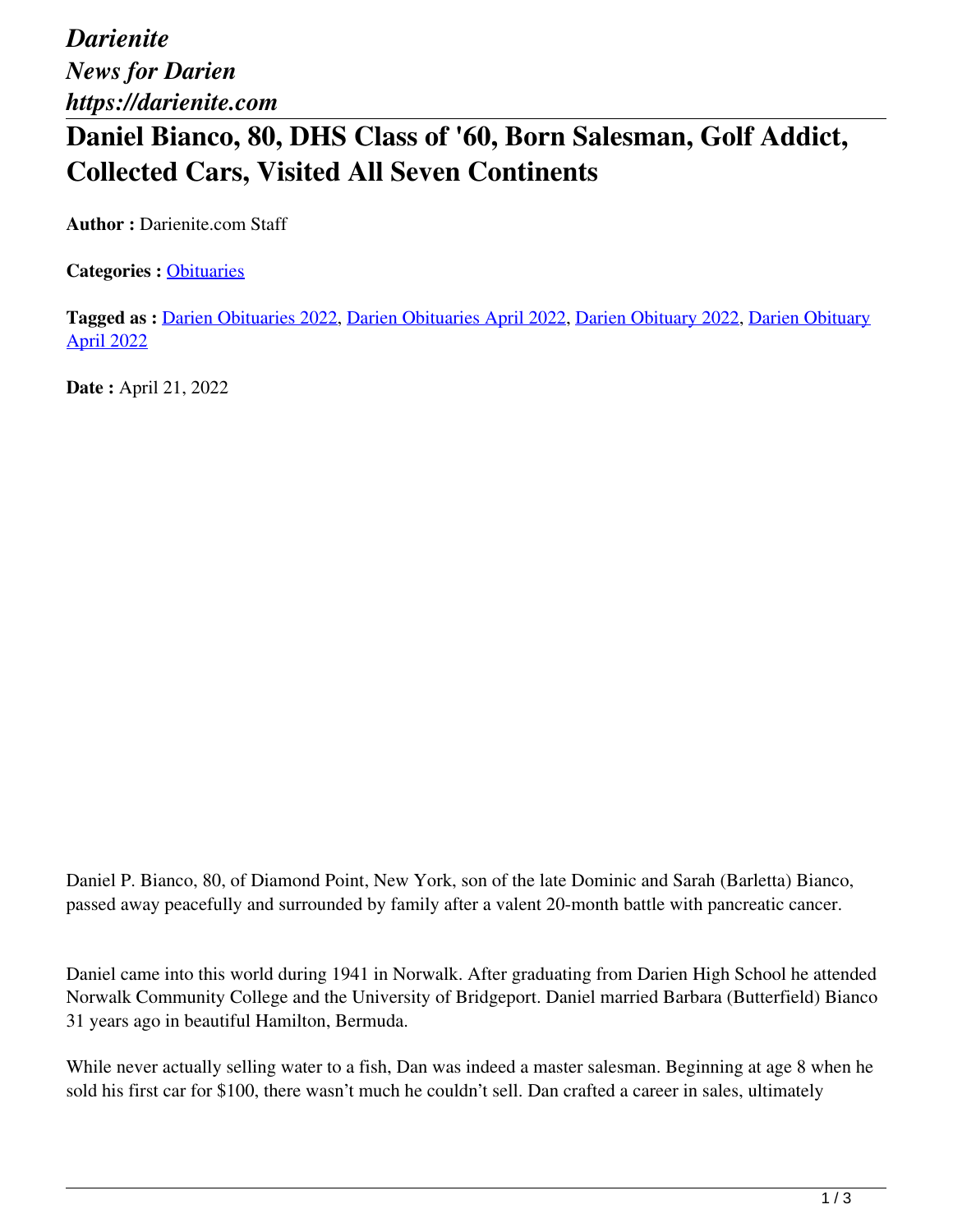*Darienite*
*News for Darien*
*https://darienite.com*

# Daniel Bianco, 80, DHS Class of '60, Born Salesman, Golf Addict, Collected Cars, Visited All Seven Continents

**Author :** Darienite.com Staff

**Categories :** Obituaries

**Tagged as :** Darien Obituaries 2022, Darien Obituaries April 2022, Darien Obituary 2022, Darien Obituary April 2022

**Date :** April 21, 2022

Daniel P. Bianco, 80, of Diamond Point, New York, son of the late Dominic and Sarah (Barletta) Bianco, passed away peacefully and surrounded by family after a valent 20-month battle with pancreatic cancer.

Daniel came into this world during 1941 in Norwalk. After graduating from Darien High School he attended Norwalk Community College and the University of Bridgeport. Daniel married Barbara (Butterfield) Bianco 31 years ago in beautiful Hamilton, Bermuda.

While never actually selling water to a fish, Dan was indeed a master salesman. Beginning at age 8 when he sold his first car for $100, there wasn't much he couldn't sell. Dan crafted a career in sales, ultimately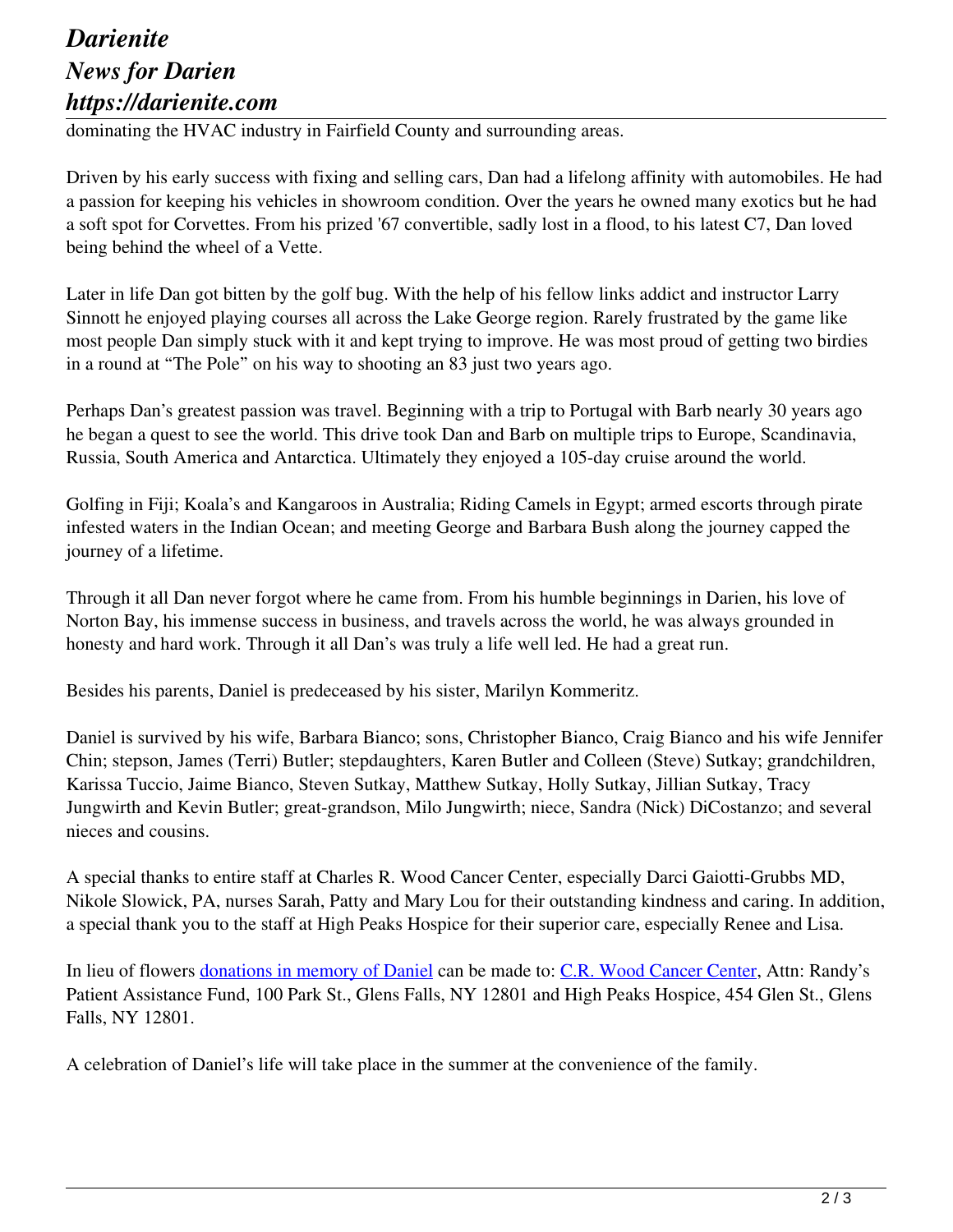dominating the HVAC industry in Fairfield County and surrounding areas.

Driven by his early success with fixing and selling cars, Dan had a lifelong affinity with automobiles. He had a passion for keeping his vehicles in showroom condition. Over the years he owned many exotics but he had a soft spot for Corvettes. From his prized '67 convertible, sadly lost in a flood, to his latest C7, Dan loved being behind the wheel of a Vette.

Later in life Dan got bitten by the golf bug. With the help of his fellow links addict and instructor Larry Sinnott he enjoyed playing courses all across the Lake George region. Rarely frustrated by the game like most people Dan simply stuck with it and kept trying to improve. He was most proud of getting two birdies in a round at "The Pole" on his way to shooting an 83 just two years ago.

Perhaps Dan's greatest passion was travel. Beginning with a trip to Portugal with Barb nearly 30 years ago he began a quest to see the world. This drive took Dan and Barb on multiple trips to Europe, Scandinavia, Russia, South America and Antarctica. Ultimately they enjoyed a 105-day cruise around the world.

Golfing in Fiji; Koala's and Kangaroos in Australia; Riding Camels in Egypt; armed escorts through pirate infested waters in the Indian Ocean; and meeting George and Barbara Bush along the journey capped the journey of a lifetime.

Through it all Dan never forgot where he came from. From his humble beginnings in Darien, his love of Norton Bay, his immense success in business, and travels across the world, he was always grounded in honesty and hard work. Through it all Dan's was truly a life well led. He had a great run.

Besides his parents, Daniel is predeceased by his sister, Marilyn Kommeritz.

Daniel is survived by his wife, Barbara Bianco; sons, Christopher Bianco, Craig Bianco and his wife Jennifer Chin; stepson, James (Terri) Butler; stepdaughters, Karen Butler and Colleen (Steve) Sutkay; grandchildren, Karissa Tuccio, Jaime Bianco, Steven Sutkay, Matthew Sutkay, Holly Sutkay, Jillian Sutkay, Tracy Jungwirth and Kevin Butler; great-grandson, Milo Jungwirth; niece, Sandra (Nick) DiCostanzo; and several nieces and cousins.

A special thanks to entire staff at Charles R. Wood Cancer Center, especially Darci Gaiotti-Grubbs MD, Nikole Slowick, PA, nurses Sarah, Patty and Mary Lou for their outstanding kindness and caring. In addition, a special thank you to the staff at High Peaks Hospice for their superior care, especially Renee and Lisa.

In lieu of flowers donations in memory of Daniel can be made to: C.R. Wood Cancer Center, Attn: Randy's Patient Assistance Fund, 100 Park St., Glens Falls, NY 12801 and High Peaks Hospice, 454 Glen St., Glens Falls, NY 12801.

A celebration of Daniel's life will take place in the summer at the convenience of the family.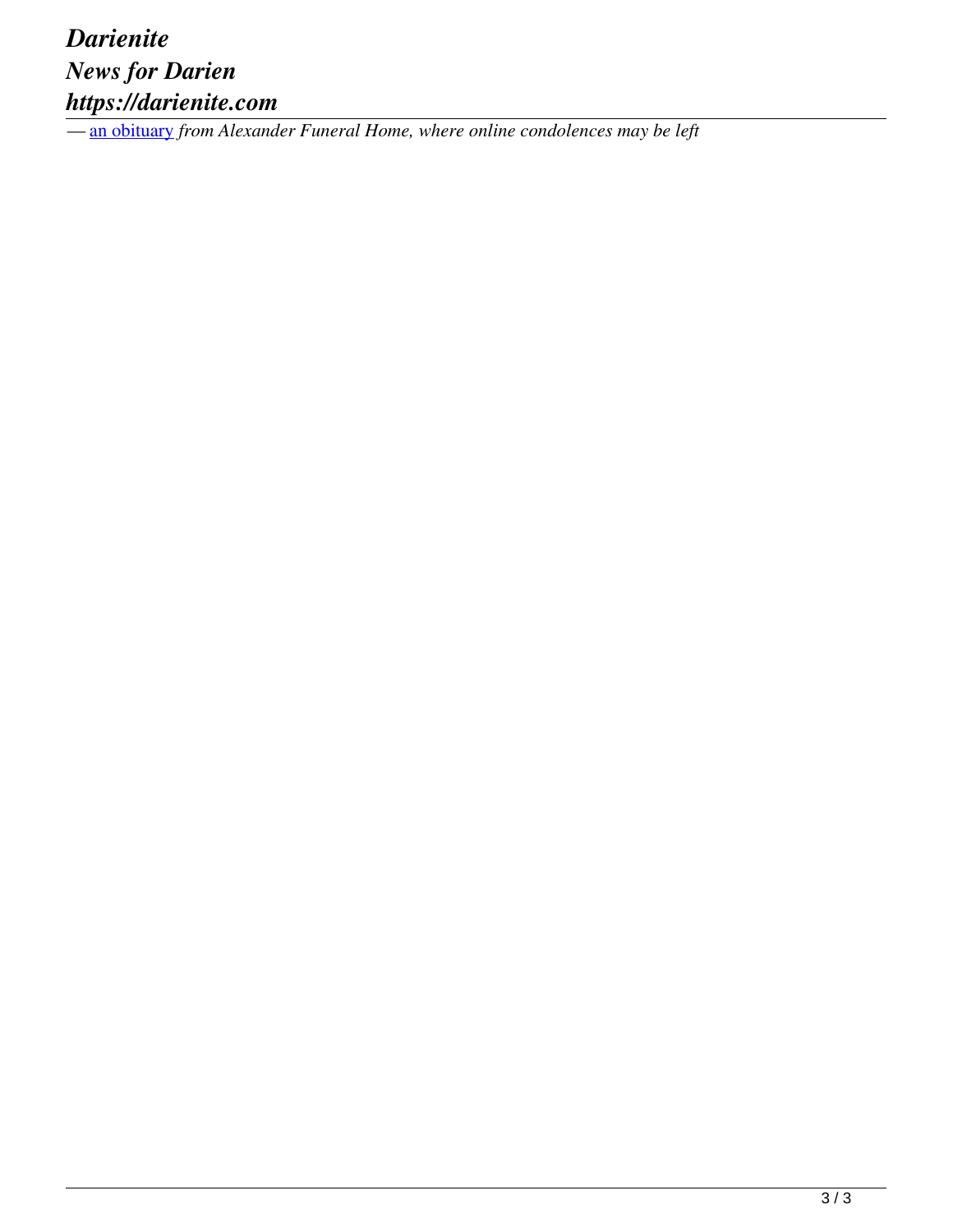— [an obituary](#) *from Alexander Funeral Home, where online condolences may be left*